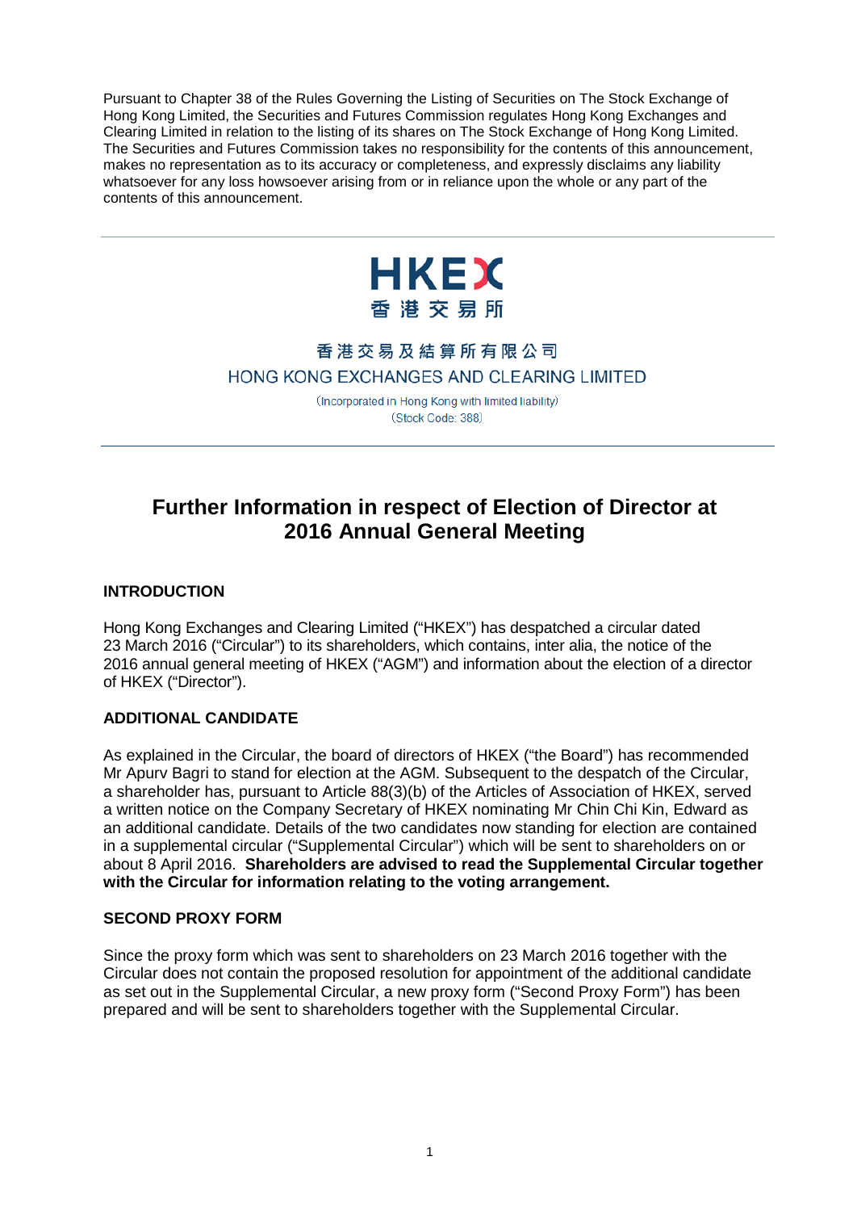Pursuant to Chapter 38 of the Rules Governing the Listing of Securities on The Stock Exchange of Hong Kong Limited, the Securities and Futures Commission regulates Hong Kong Exchanges and Clearing Limited in relation to the listing of its shares on The Stock Exchange of Hong Kong Limited. The Securities and Futures Commission takes no responsibility for the contents of this announcement, makes no representation as to its accuracy or completeness, and expressly disclaims any liability whatsoever for any loss howsoever arising from or in reliance upon the whole or any part of the contents of this announcement.

HKEX
香港交易所

香港交易及結算所有限公司
HONG KONG EXCHANGES AND CLEARING LIMITED

(Incorporated in Hong Kong with limited liability)
(Stock Code: 388)

# Further Information in respect of Election of Director at 2016 Annual General Meeting

## INTRODUCTION

Hong Kong Exchanges and Clearing Limited ("HKEX") has despatched a circular dated 23 March 2016 ("Circular") to its shareholders, which contains, inter alia, the notice of the 2016 annual general meeting of HKEX ("AGM") and information about the election of a director of HKEX ("Director").

## ADDITIONAL CANDIDATE

As explained in the Circular, the board of directors of HKEX ("the Board") has recommended Mr Apurv Bagri to stand for election at the AGM. Subsequent to the despatch of the Circular, a shareholder has, pursuant to Article 88(3)(b) of the Articles of Association of HKEX, served a written notice on the Company Secretary of HKEX nominating Mr Chin Chi Kin, Edward as an additional candidate. Details of the two candidates now standing for election are contained in a supplemental circular ("Supplemental Circular") which will be sent to shareholders on or about 8 April 2016. **Shareholders are advised to read the Supplemental Circular together with the Circular for information relating to the voting arrangement.**

## SECOND PROXY FORM

Since the proxy form which was sent to shareholders on 23 March 2016 together with the Circular does not contain the proposed resolution for appointment of the additional candidate as set out in the Supplemental Circular, a new proxy form ("Second Proxy Form") has been prepared and will be sent to shareholders together with the Supplemental Circular.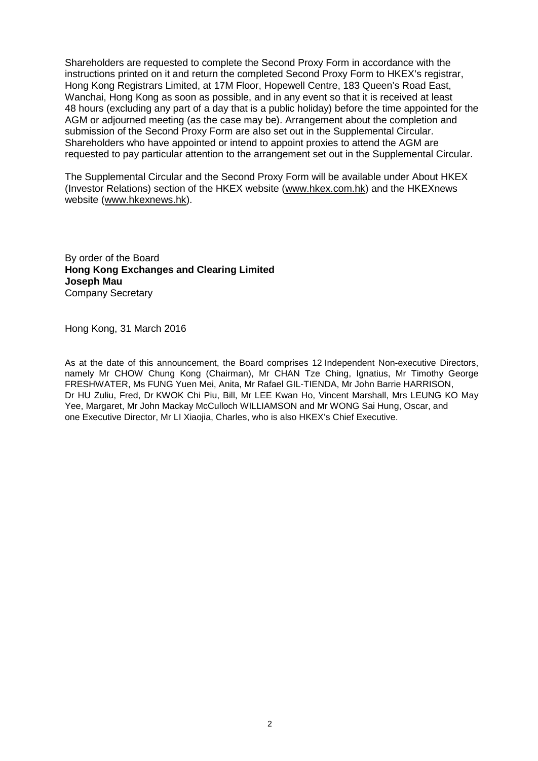Shareholders are requested to complete the Second Proxy Form in accordance with the instructions printed on it and return the completed Second Proxy Form to HKEX's registrar, Hong Kong Registrars Limited, at 17M Floor, Hopewell Centre, 183 Queen's Road East, Wanchai, Hong Kong as soon as possible, and in any event so that it is received at least 48 hours (excluding any part of a day that is a public holiday) before the time appointed for the AGM or adjourned meeting (as the case may be). Arrangement about the completion and submission of the Second Proxy Form are also set out in the Supplemental Circular. Shareholders who have appointed or intend to appoint proxies to attend the AGM are requested to pay particular attention to the arrangement set out in the Supplemental Circular.

The Supplemental Circular and the Second Proxy Form will be available under About HKEX (Investor Relations) section of the HKEX website (www.hkex.com.hk) and the HKEXnews website (www.hkexnews.hk).

By order of the Board
**Hong Kong Exchanges and Clearing Limited**
**Joseph Mau**
Company Secretary

Hong Kong, 31 March 2016

As at the date of this announcement, the Board comprises 12 Independent Non-executive Directors, namely Mr CHOW Chung Kong (Chairman), Mr CHAN Tze Ching, Ignatius, Mr Timothy George FRESHWATER, Ms FUNG Yuen Mei, Anita, Mr Rafael GIL-TIENDA, Mr John Barrie HARRISON, Dr HU Zuliu, Fred, Dr KWOK Chi Piu, Bill, Mr LEE Kwan Ho, Vincent Marshall, Mrs LEUNG KO May Yee, Margaret, Mr John Mackay McCulloch WILLIAMSON and Mr WONG Sai Hung, Oscar, and one Executive Director, Mr LI Xiaojia, Charles, who is also HKEX's Chief Executive.